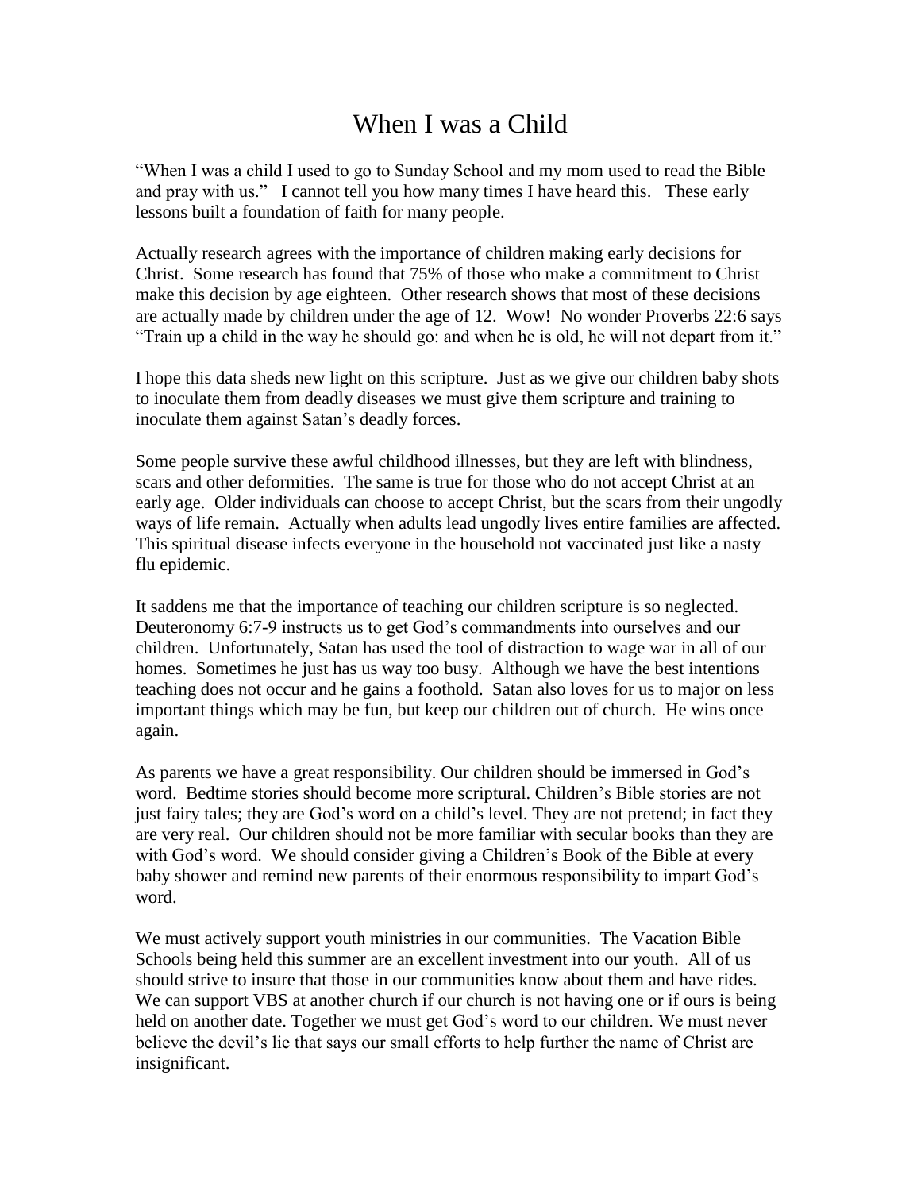# When I was a Child

"When I was a child I used to go to Sunday School and my mom used to read the Bible and pray with us." I cannot tell you how many times I have heard this. These early lessons built a foundation of faith for many people.

Actually research agrees with the importance of children making early decisions for Christ. Some research has found that 75% of those who make a commitment to Christ make this decision by age eighteen. Other research shows that most of these decisions are actually made by children under the age of 12. Wow! No wonder Proverbs 22:6 says "Train up a child in the way he should go: and when he is old, he will not depart from it."

I hope this data sheds new light on this scripture. Just as we give our children baby shots to inoculate them from deadly diseases we must give them scripture and training to inoculate them against Satan's deadly forces.

Some people survive these awful childhood illnesses, but they are left with blindness, scars and other deformities. The same is true for those who do not accept Christ at an early age. Older individuals can choose to accept Christ, but the scars from their ungodly ways of life remain. Actually when adults lead ungodly lives entire families are affected. This spiritual disease infects everyone in the household not vaccinated just like a nasty flu epidemic.

It saddens me that the importance of teaching our children scripture is so neglected. Deuteronomy 6:7-9 instructs us to get God's commandments into ourselves and our children. Unfortunately, Satan has used the tool of distraction to wage war in all of our homes. Sometimes he just has us way too busy. Although we have the best intentions teaching does not occur and he gains a foothold. Satan also loves for us to major on less important things which may be fun, but keep our children out of church. He wins once again.

As parents we have a great responsibility. Our children should be immersed in God's word. Bedtime stories should become more scriptural. Children's Bible stories are not just fairy tales; they are God's word on a child's level. They are not pretend; in fact they are very real. Our children should not be more familiar with secular books than they are with God's word. We should consider giving a Children's Book of the Bible at every baby shower and remind new parents of their enormous responsibility to impart God's word.

We must actively support youth ministries in our communities. The Vacation Bible Schools being held this summer are an excellent investment into our youth. All of us should strive to insure that those in our communities know about them and have rides. We can support VBS at another church if our church is not having one or if ours is being held on another date. Together we must get God's word to our children. We must never believe the devil's lie that says our small efforts to help further the name of Christ are insignificant.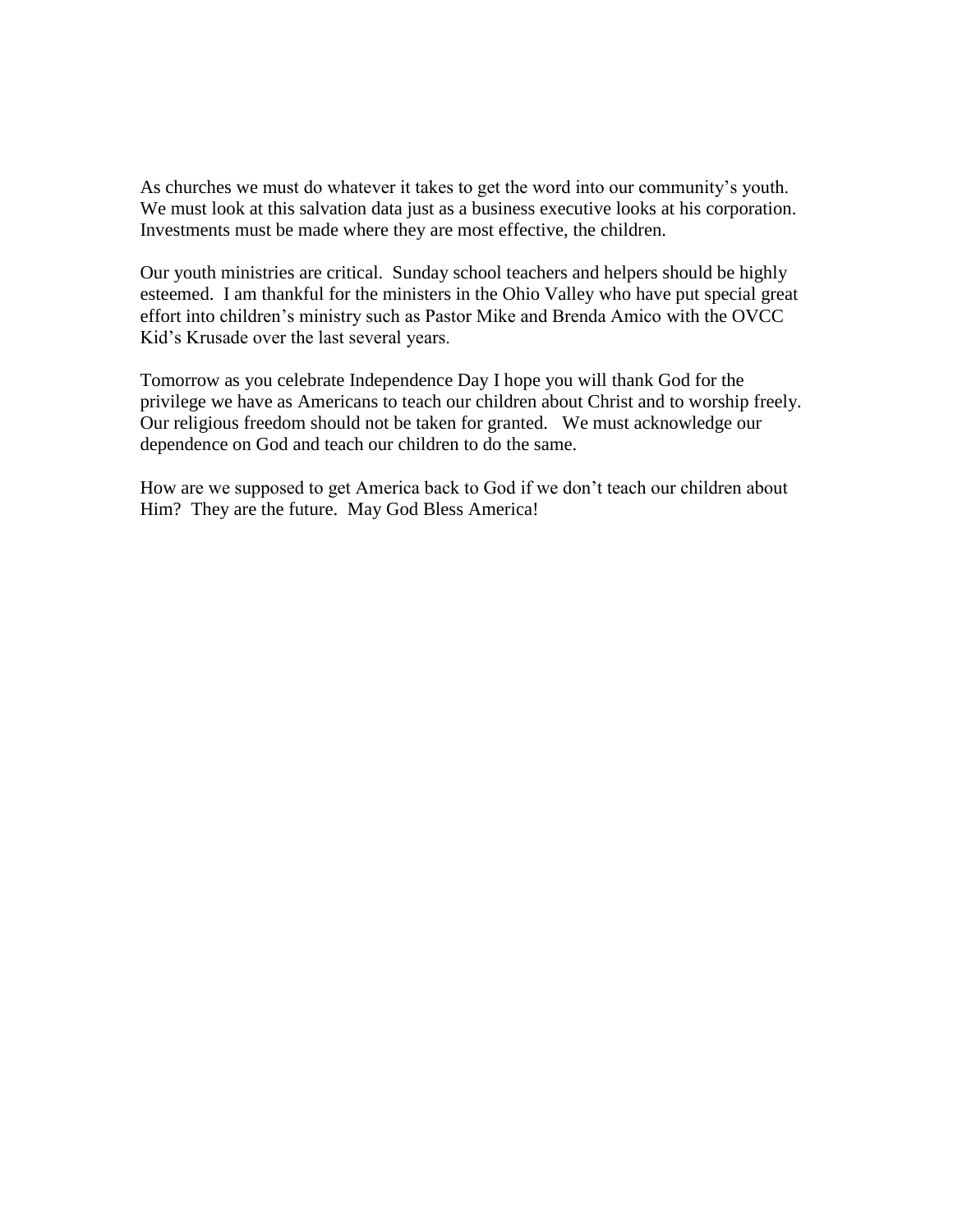As churches we must do whatever it takes to get the word into our community's youth. We must look at this salvation data just as a business executive looks at his corporation. Investments must be made where they are most effective, the children.

Our youth ministries are critical. Sunday school teachers and helpers should be highly esteemed. I am thankful for the ministers in the Ohio Valley who have put special great effort into children's ministry such as Pastor Mike and Brenda Amico with the OVCC Kid's Krusade over the last several years.

Tomorrow as you celebrate Independence Day I hope you will thank God for the privilege we have as Americans to teach our children about Christ and to worship freely. Our religious freedom should not be taken for granted. We must acknowledge our dependence on God and teach our children to do the same.

How are we supposed to get America back to God if we don't teach our children about Him? They are the future. May God Bless America!